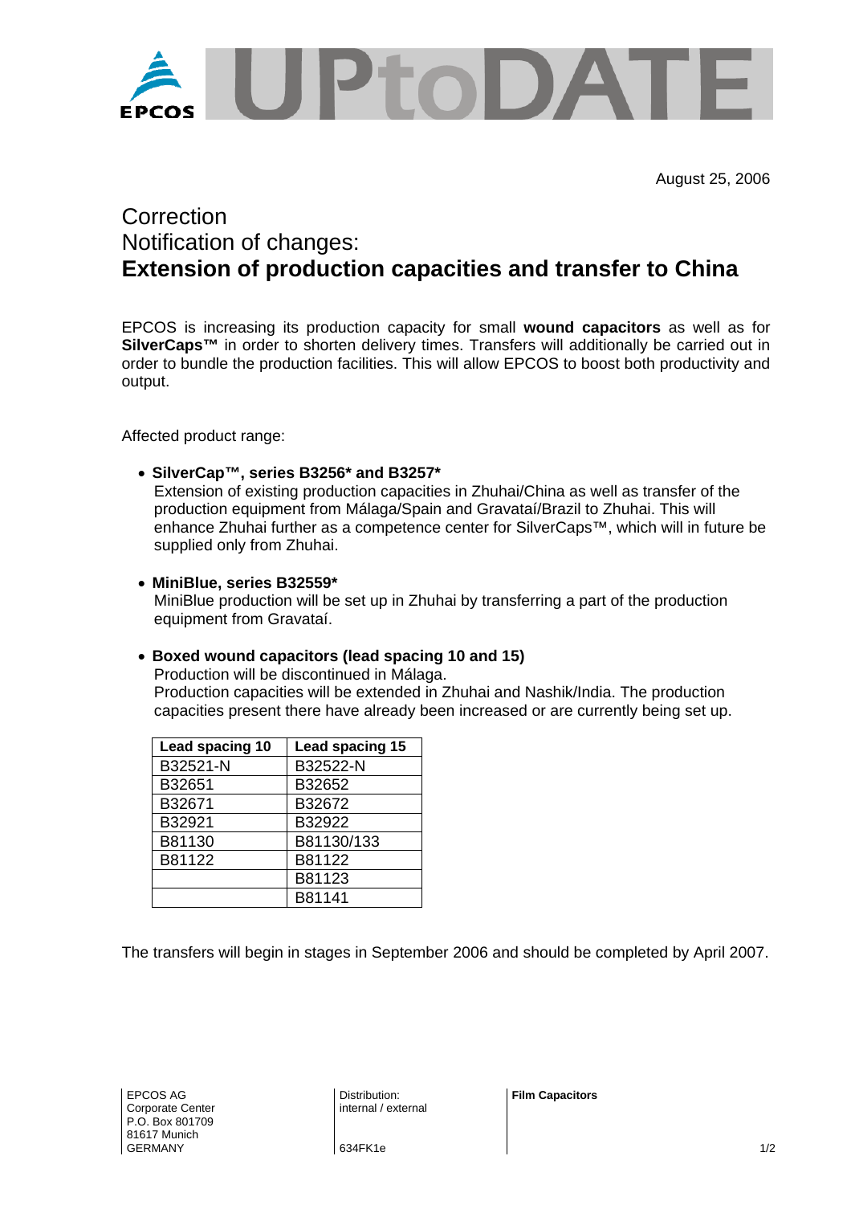EPCOS UPtoDATE

August 25, 2006

# Correction
## Notification of changes:
## **Extension of production capacities and transfer to China**

EPCOS is increasing its production capacity for small **wound capacitors** as well as for **SilverCaps™** in order to shorten delivery times. Transfers will additionally be carried out in order to bundle the production facilities. This will allow EPCOS to boost both productivity and output.

Affected product range:

- **SilverCap™, series B3256* and B3257***
  Extension of existing production capacities in Zhuhai/China as well as transfer of the production equipment from Málaga/Spain and Gravataí/Brazil to Zhuhai. This will enhance Zhuhai further as a competence center for SilverCaps™, which will in future be supplied only from Zhuhai.

- **MiniBlue, series B32559***
  MiniBlue production will be set up in Zhuhai by transferring a part of the production equipment from Gravataí.

- **Boxed wound capacitors (lead spacing 10 and 15)**
  Production will be discontinued in Málaga.
  Production capacities will be extended in Zhuhai and Nashik/India. The production capacities present there have already been increased or are currently being set up.

| Lead spacing 10 | Lead spacing 15 |
|---|---|
| B32521-N | B32522-N |
| B32651 | B32652 |
| B32671 | B32672 |
| B32921 | B32922 |
| B81130 | B81130/133 |
| B81122 | B81122 |
| | B81123 |
| | B81141 |

The transfers will begin in stages in September 2006 and should be completed by April 2007.

EPCOS AG
Corporate Center
P.O. Box 801709
81617 Munich
GERMANY

Distribution:
internal / external

634FK1e

**Film Capacitors**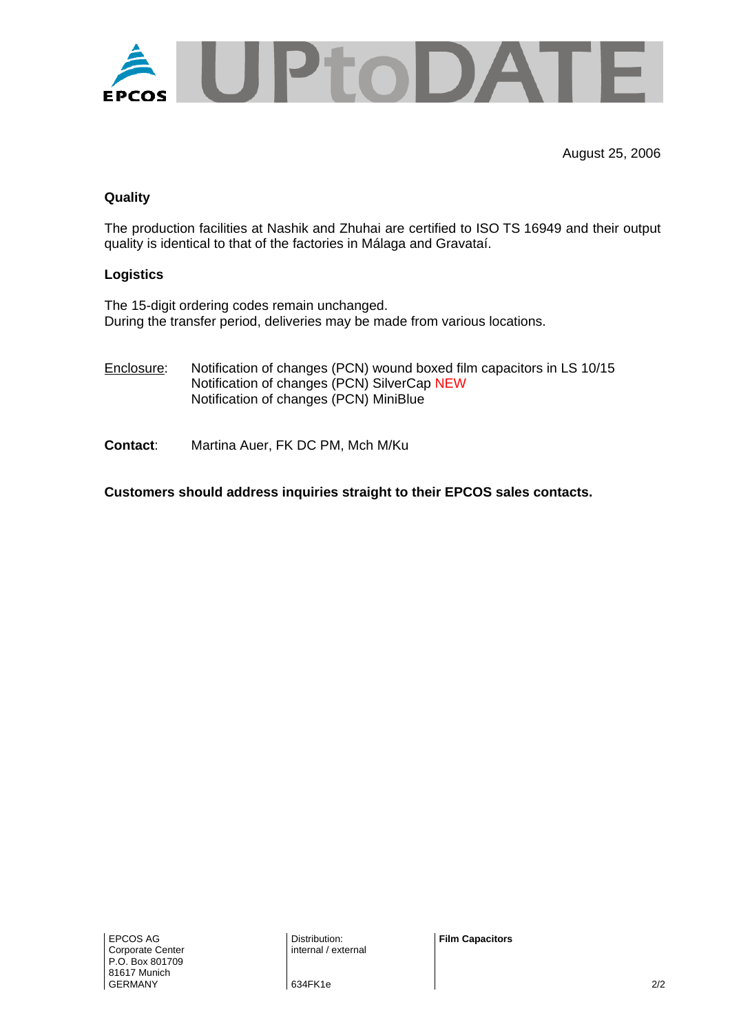August 25, 2006

## Quality

The production facilities at Nashik and Zhuhai are certified to ISO TS 16949 and their output quality is identical to that of the factories in Málaga and Gravataí.

## Logistics

The 15-digit ordering codes remain unchanged.
During the transfer period, deliveries may be made from various locations.

Enclosure: Notification of changes (PCN) wound boxed film capacitors in LS 10/15
Notification of changes (PCN) SilverCap NEW
Notification of changes (PCN) MiniBlue

**Contact**: Martina Auer, FK DC PM, Mch M/Ku

**Customers should address inquiries straight to their EPCOS sales contacts.**

EPCOS AG
Corporate Center
P.O. Box 801709
81617 Munich
GERMANY

Distribution:
internal / external

634FK1e

**Film Capacitors**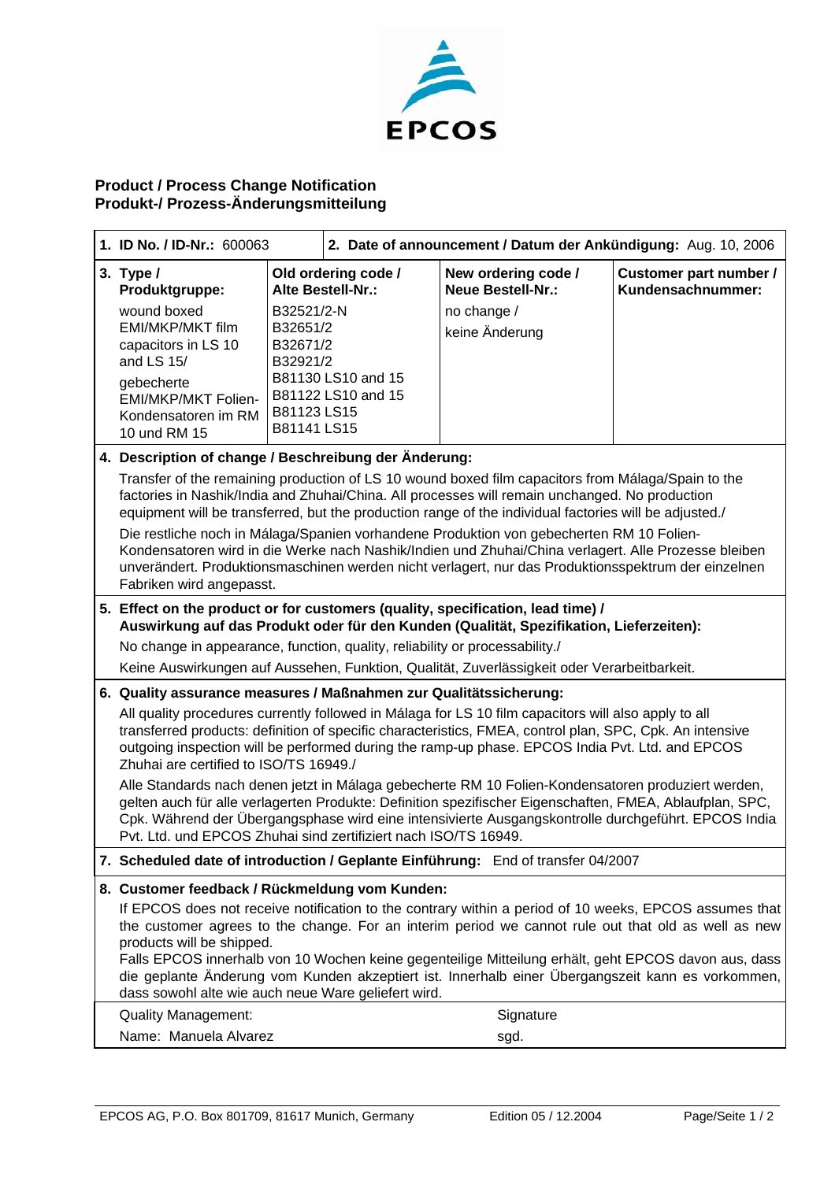EPCOS

## Product / Process Change Notification
## Produkt-/ Prozess-Änderungsmitteilung

| **1. ID No. / ID-Nr.:** 600063 | **2. Date of announcement / Datum der Ankündigung:** Aug. 10, 2006 | | |
|---|---|---|---|
| **3. Type / Produktgruppe:** wound boxed EMI/MKP/MKT film capacitors in LS 10 and LS 15/ gebecherte EMI/MKP/MKT Folien-Kondensatoren im RM 10 und RM 15 | **Old ordering code / Alte Bestell-Nr.:** B32521/2-N B32651/2 B32671/2 B32921/2 B81130 LS10 and 15 B81122 LS10 and 15 B81123 LS15 B81141 LS15 | **New ordering code / Neue Bestell-Nr.:** no change / keine Änderung | **Customer part number / Kundensachnummer:** |

**4. Description of change / Beschreibung der Änderung:**

Transfer of the remaining production of LS 10 wound boxed film capacitors from Málaga/Spain to the factories in Nashik/India and Zhuhai/China. All processes will remain unchanged. No production equipment will be transferred, but the production range of the individual factories will be adjusted./

Die restliche noch in Málaga/Spanien vorhandene Produktion von gebecherten RM 10 Folien-Kondensatoren wird in die Werke nach Nashik/Indien und Zhuhai/China verlagert. Alle Prozesse bleiben unverändert. Produktionsmaschinen werden nicht verlagert, nur das Produktionsspektrum der einzelnen Fabriken wird angepasst.

**5. Effect on the product or for customers (quality, specification, lead time) / Auswirkung auf das Produkt oder für den Kunden (Qualität, Spezifikation, Lieferzeiten):**

No change in appearance, function, quality, reliability or processability./

Keine Auswirkungen auf Aussehen, Funktion, Qualität, Zuverlässigkeit oder Verarbeitbarkeit.

**6. Quality assurance measures / Maßnahmen zur Qualitätssicherung:**

All quality procedures currently followed in Málaga for LS 10 film capacitors will also apply to all transferred products: definition of specific characteristics, FMEA, control plan, SPC, Cpk. An intensive outgoing inspection will be performed during the ramp-up phase. EPCOS India Pvt. Ltd. and EPCOS Zhuhai are certified to ISO/TS 16949./

Alle Standards nach denen jetzt in Málaga gebecherte RM 10 Folien-Kondensatoren produziert werden, gelten auch für alle verlagerten Produkte: Definition spezifischer Eigenschaften, FMEA, Ablaufplan, SPC, Cpk. Während der Übergangsphase wird eine intensivierte Ausgangskontrolle durchgeführt. EPCOS India Pvt. Ltd. und EPCOS Zhuhai sind zertifiziert nach ISO/TS 16949.

**7. Scheduled date of introduction / Geplante Einführung:** End of transfer 04/2007

**8. Customer feedback / Rückmeldung vom Kunden:**

If EPCOS does not receive notification to the contrary within a period of 10 weeks, EPCOS assumes that the customer agrees to the change. For an interim period we cannot rule out that old as well as new products will be shipped.

Falls EPCOS innerhalb von 10 Wochen keine gegenteilige Mitteilung erhält, geht EPCOS davon aus, dass die geplante Änderung vom Kunden akzeptiert ist. Innerhalb einer Übergangszeit kann es vorkommen, dass sowohl alte wie auch neue Ware geliefert wird.

| Quality Management: | Signature |
|---|---|
| Name: Manuela Alvarez | sgd. |

EPCOS AG, P.O. Box 801709, 81617 Munich, Germany — Edition 05 / 12.2004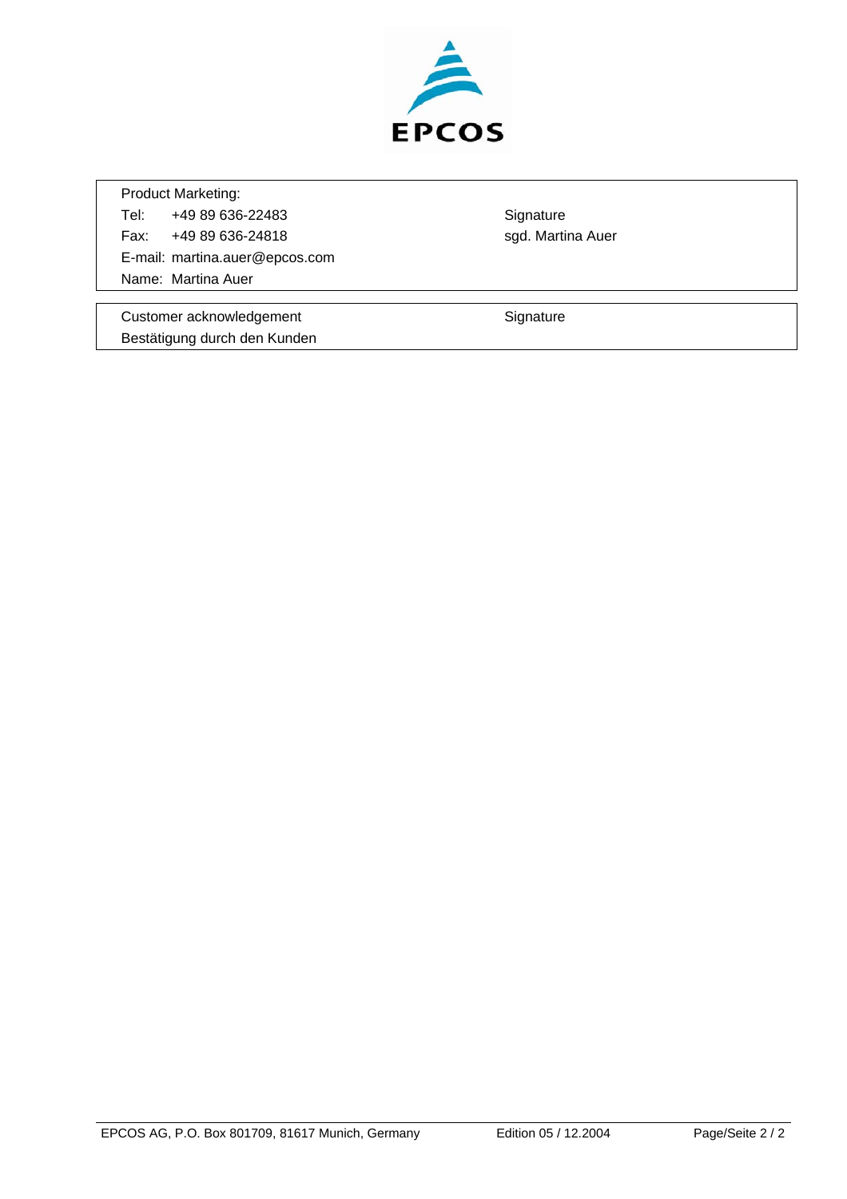EPCOS

| Product Marketing: | |
|---|---|
| Tel: +49 89 636-22483 | Signature |
| Fax: +49 89 636-24818 | sgd. Martina Auer |
| E-mail: martina.auer@epcos.com | |
| Name: Martina Auer | |

| Customer acknowledgement | Signature |
|---|---|
| Bestätigung durch den Kunden | |

EPCOS AG, P.O. Box 801709, 81617 Munich, Germany — Edition 05 / 12.2004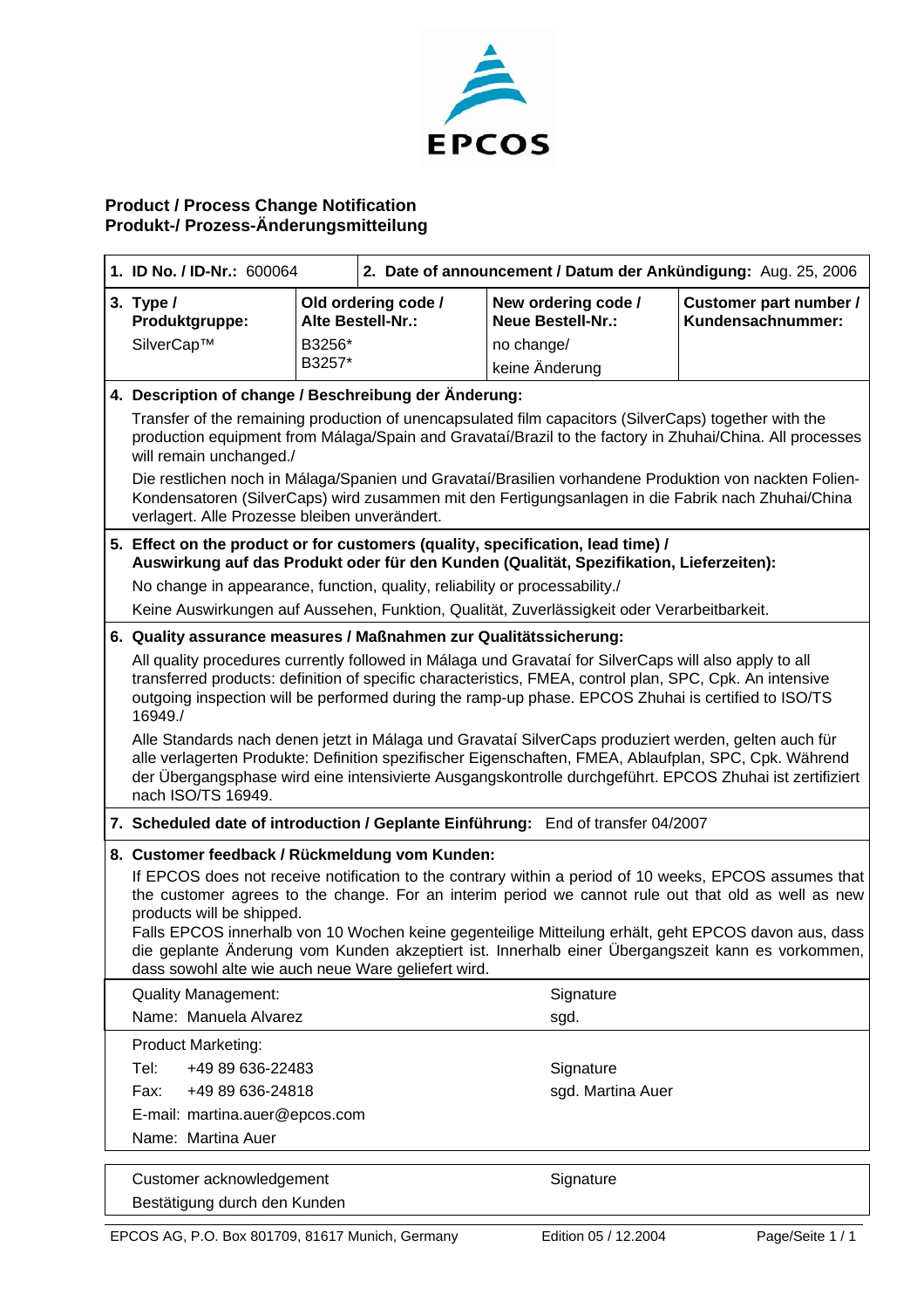EPCOS

# Product / Process Change Notification
# Produkt-/ Prozess-Änderungsmitteilung

| **1. ID No. / ID-Nr.:** 600064 | | **2. Date of announcement / Datum der Ankündigung:** Aug. 25, 2006 | |
|---|---|---|---|
| **3. Type / Produktgruppe:** SilverCap™ | **Old ordering code / Alte Bestell-Nr.:** B3256* B3257* | **New ordering code / Neue Bestell-Nr.:** no change/ keine Änderung | **Customer part number / Kundensachnummer:** |

**4. Description of change / Beschreibung der Änderung:**

Transfer of the remaining production of unencapsulated film capacitors (SilverCaps) together with the production equipment from Málaga/Spain and Gravataí/Brazil to the factory in Zhuhai/China. All processes will remain unchanged./

Die restlichen noch in Málaga/Spanien und Gravataí/Brasilien vorhandene Produktion von nackten Folien-Kondensatoren (SilverCaps) wird zusammen mit den Fertigungsanlagen in die Fabrik nach Zhuhai/China verlagert. Alle Prozesse bleiben unverändert.

**5. Effect on the product or for customers (quality, specification, lead time) / Auswirkung auf das Produkt oder für den Kunden (Qualität, Spezifikation, Lieferzeiten):**

No change in appearance, function, quality, reliability or processability./

Keine Auswirkungen auf Aussehen, Funktion, Qualität, Zuverlässigkeit oder Verarbeitbarkeit.

**6. Quality assurance measures / Maßnahmen zur Qualitätssicherung:**

All quality procedures currently followed in Málaga und Gravataí for SilverCaps will also apply to all transferred products: definition of specific characteristics, FMEA, control plan, SPC, Cpk. An intensive outgoing inspection will be performed during the ramp-up phase. EPCOS Zhuhai is certified to ISO/TS 16949./

Alle Standards nach denen jetzt in Málaga und Gravataí SilverCaps produziert werden, gelten auch für alle verlagerten Produkte: Definition spezifischer Eigenschaften, FMEA, Ablaufplan, SPC, Cpk. Während der Übergangsphase wird eine intensivierte Ausgangskontrolle durchgeführt. EPCOS Zhuhai ist zertifiziert nach ISO/TS 16949.

**7. Scheduled date of introduction / Geplante Einführung:** End of transfer 04/2007

**8. Customer feedback / Rückmeldung vom Kunden:**

If EPCOS does not receive notification to the contrary within a period of 10 weeks, EPCOS assumes that the customer agrees to the change. For an interim period we cannot rule out that old as well as new products will be shipped.
Falls EPCOS innerhalb von 10 Wochen keine gegenteilige Mitteilung erhält, geht EPCOS davon aus, dass die geplante Änderung vom Kunden akzeptiert ist. Innerhalb einer Übergangszeit kann es vorkommen, dass sowohl alte wie auch neue Ware geliefert wird.

| Quality Management: | Signature |
|---|---|
| Name: Manuela Alvarez | sgd. |

| Product Marketing: | |
|---|---|
| Tel: +49 89 636-22483 | Signature |
| Fax: +49 89 636-24818 | sgd. Martina Auer |
| E-mail: martina.auer@epcos.com | |
| Name: Martina Auer | |

| Customer acknowledgement Bestätigung durch den Kunden | Signature |
|---|---|

EPCOS AG, P.O. Box 801709, 81617 Munich, Germany — Edition 05 / 12.2004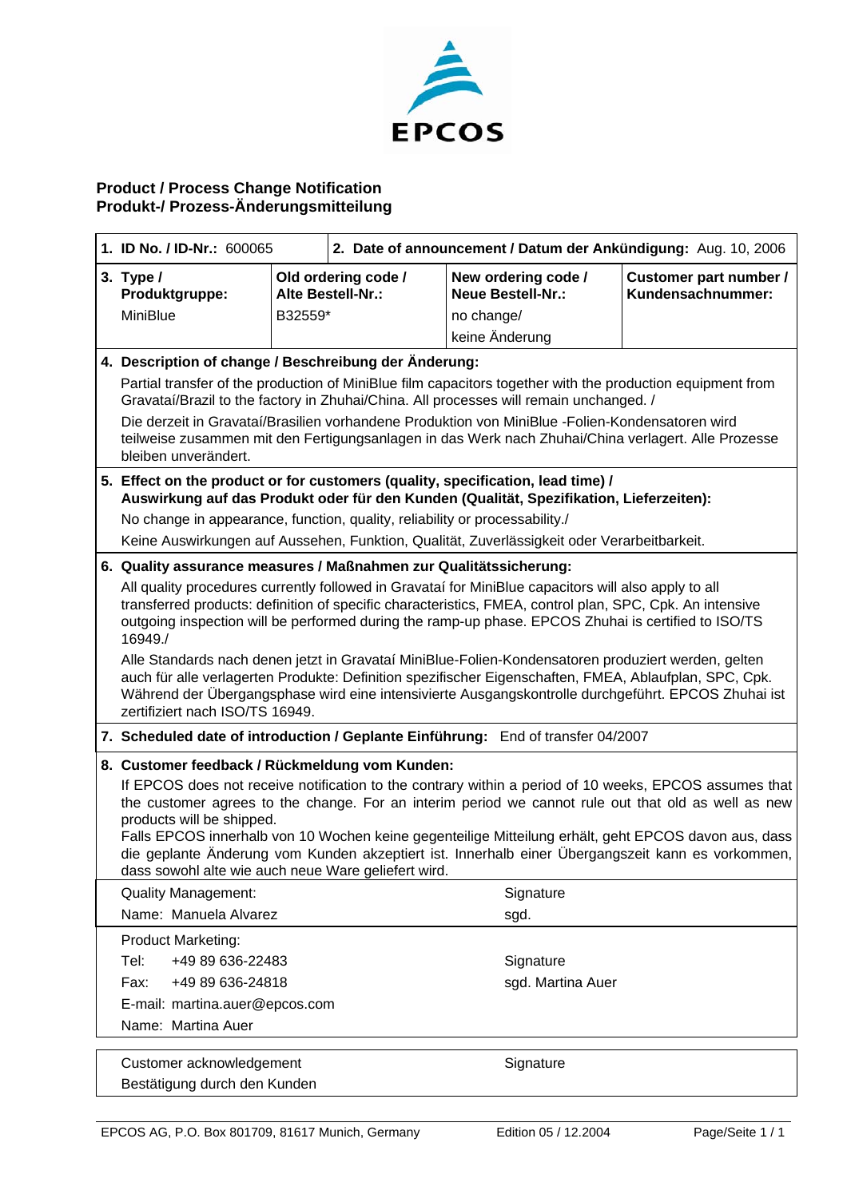EPCOS

# Product / Process Change Notification
# Produkt-/ Prozess-Änderungsmitteilung

| | | | |
|---|---|---|---|
| **1. ID No. / ID-Nr.:** 600065 | **2. Date of announcement / Datum der Ankündigung:** Aug. 10, 2006 | | |
| **3. Type / Produktgruppe:** MiniBlue | **Old ordering code / Alte Bestell-Nr.:** B32559* | **New ordering code / Neue Bestell-Nr.:** no change/ keine Änderung | **Customer part number / Kundensachnummer:** |

**4. Description of change / Beschreibung der Änderung:**

Partial transfer of the production of MiniBlue film capacitors together with the production equipment from Gravataí/Brazil to the factory in Zhuhai/China. All processes will remain unchanged. /

Die derzeit in Gravataí/Brasilien vorhandene Produktion von MiniBlue -Folien-Kondensatoren wird teilweise zusammen mit den Fertigungsanlagen in das Werk nach Zhuhai/China verlagert. Alle Prozesse bleiben unverändert.

**5. Effect on the product or for customers (quality, specification, lead time) / Auswirkung auf das Produkt oder für den Kunden (Qualität, Spezifikation, Lieferzeiten):**

No change in appearance, function, quality, reliability or processability./

Keine Auswirkungen auf Aussehen, Funktion, Qualität, Zuverlässigkeit oder Verarbeitbarkeit.

**6. Quality assurance measures / Maßnahmen zur Qualitätssicherung:**

All quality procedures currently followed in Gravataí for MiniBlue capacitors will also apply to all transferred products: definition of specific characteristics, FMEA, control plan, SPC, Cpk. An intensive outgoing inspection will be performed during the ramp-up phase. EPCOS Zhuhai is certified to ISO/TS 16949./

Alle Standards nach denen jetzt in Gravataí MiniBlue-Folien-Kondensatoren produziert werden, gelten auch für alle verlagerten Produkte: Definition spezifischer Eigenschaften, FMEA, Ablaufplan, SPC, Cpk. Während der Übergangsphase wird eine intensivierte Ausgangskontrolle durchgeführt. EPCOS Zhuhai ist zertifiziert nach ISO/TS 16949.

**7. Scheduled date of introduction / Geplante Einführung:** End of transfer 04/2007

**8. Customer feedback / Rückmeldung vom Kunden:**

If EPCOS does not receive notification to the contrary within a period of 10 weeks, EPCOS assumes that the customer agrees to the change. For an interim period we cannot rule out that old as well as new products will be shipped.

Falls EPCOS innerhalb von 10 Wochen keine gegenteilige Mitteilung erhält, geht EPCOS davon aus, dass die geplante Änderung vom Kunden akzeptiert ist. Innerhalb einer Übergangszeit kann es vorkommen, dass sowohl alte wie auch neue Ware geliefert wird.

| | |
|---|---|
| Quality Management:<br>Name: Manuela Alvarez | Signature<br>sgd. |
| Product Marketing:<br>Tel: +49 89 636-22483<br>Fax: +49 89 636-24818<br>E-mail: martina.auer@epcos.com<br>Name: Martina Auer | Signature<br>sgd. Martina Auer |

| | |
|---|---|
| Customer acknowledgement<br>Bestätigung durch den Kunden | Signature |

EPCOS AG, P.O. Box 801709, 81617 Munich, Germany — Edition 05 / 12.2004